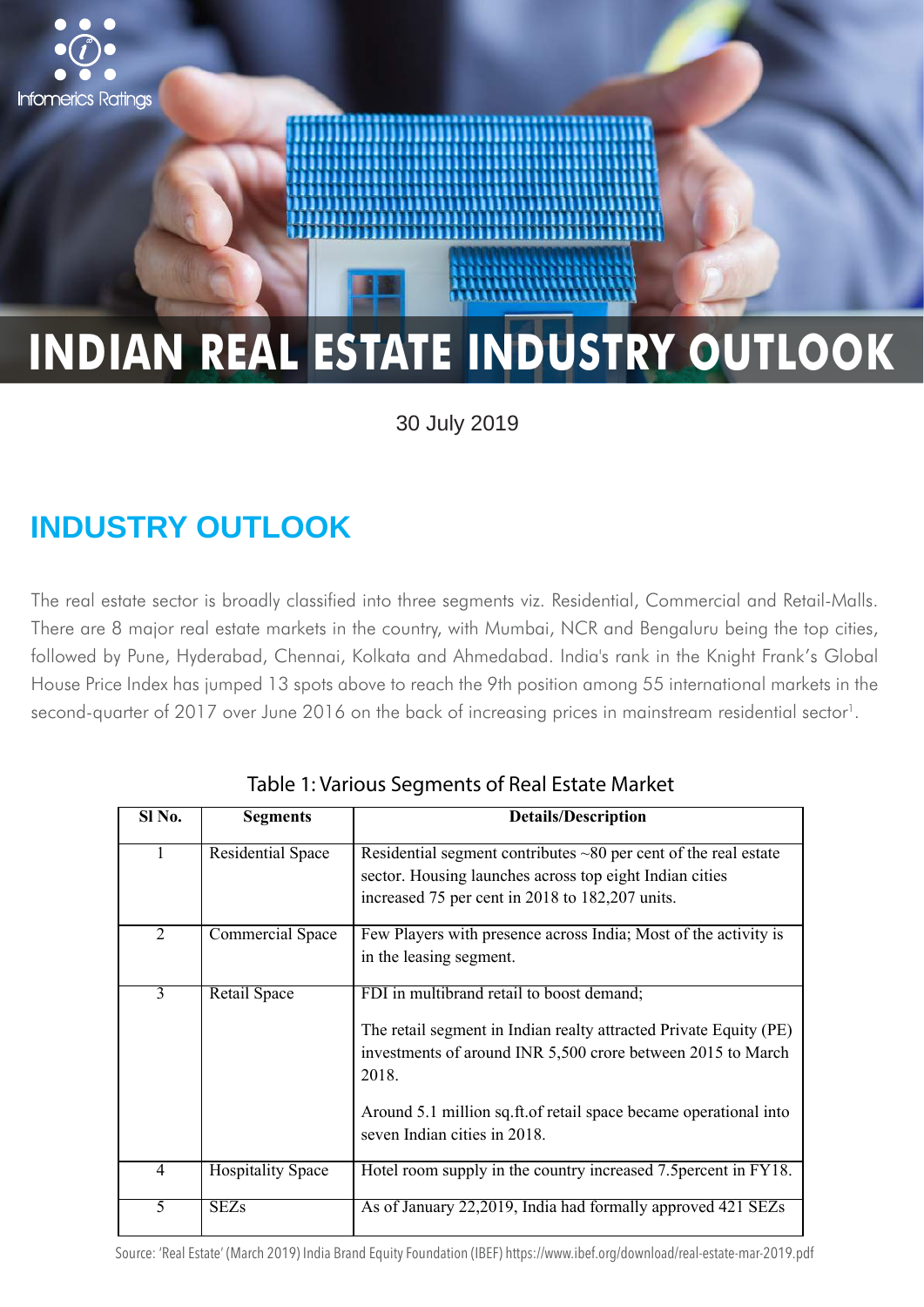# INDIAN REAL ESTATE INDUSTRY OUTLOOK

30 July 2019

## INDUSTRY OUTLOOK

The real estate sector is broadly classified into three segments viz. Residential, Commercial and Retail-Malls. There are 8 major real estate markets in the country, with Mumbai, NCR and Bengaluru being the top cities, followed by Pune, Hyderabad, Chennai, Kolkata and Ahmedabad. India's rank in the Knight Frank's Global House Price Index has jumped 13 spots above to reach the 9th position among 55 international markets in the second-quarter of 2017 over June 2016 on the back of increasing prices in mainstream residential sector[1].

Table 1: Various Segments of Real Estate Market

| Sl No. | Segments | Details/Description |
|---|---|---|
| 1 | Residential Space | Residential segment contributes ~80 per cent of the real estate sector. Housing launches across top eight Indian cities increased 75 per cent in 2018 to 182,207 units. |
| 2 | Commercial Space | Few Players with presence across India; Most of the activity is in the leasing segment. |
| 3 | Retail Space | FDI in multibrand retail to boost demand; The retail segment in Indian realty attracted Private Equity (PE) investments of around INR 5,500 crore between 2015 to March 2018. Around 5.1 million sq.ft.of retail space became operational into seven Indian cities in 2018. |
| 4 | Hospitality Space | Hotel room supply in the country increased 7.5percent in FY18. |
| 5 | SEZs | As of January 22,2019, India had formally approved 421 SEZs |

Source: 'Real Estate' (March 2019) India Brand Equity Foundation (IBEF) https://www.ibef.org/download/real-estate-mar-2019.pdf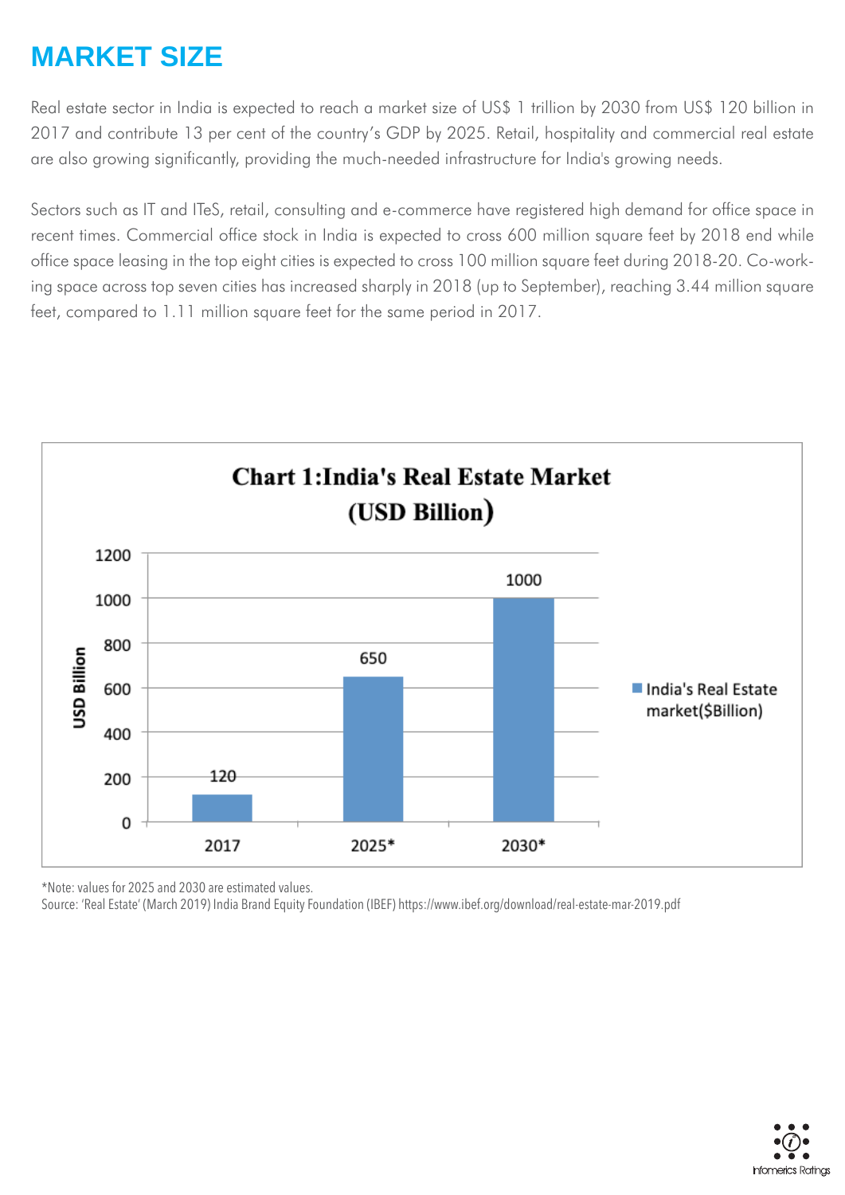# MARKET SIZE

Real estate sector in India is expected to reach a market size of US$ 1 trillion by 2030 from US$ 120 billion in 2017 and contribute 13 per cent of the country's GDP by 2025. Retail, hospitality and commercial real estate are also growing significantly, providing the much-needed infrastructure for India's growing needs.

Sectors such as IT and ITeS, retail, consulting and e-commerce have registered high demand for office space in recent times. Commercial office stock in India is expected to cross 600 million square feet by 2018 end while office space leasing in the top eight cities is expected to cross 100 million square feet during 2018-20. Co-working space across top seven cities has increased sharply in 2018 (up to September), reaching 3.44 million square feet, compared to 1.11 million square feet for the same period in 2017.

**Chart 1:India's Real Estate Market (USD Billion)**

| Year | India's Real Estate market($Billion) |
|---|---|
| 2017 | 120 |
| 2025* | 650 |
| 2030* | 1000 |

*Note: values for 2025 and 2030 are estimated values.

Source: 'Real Estate' (March 2019) India Brand Equity Foundation (IBEF) https://www.ibef.org/download/real-estate-mar-2019.pdf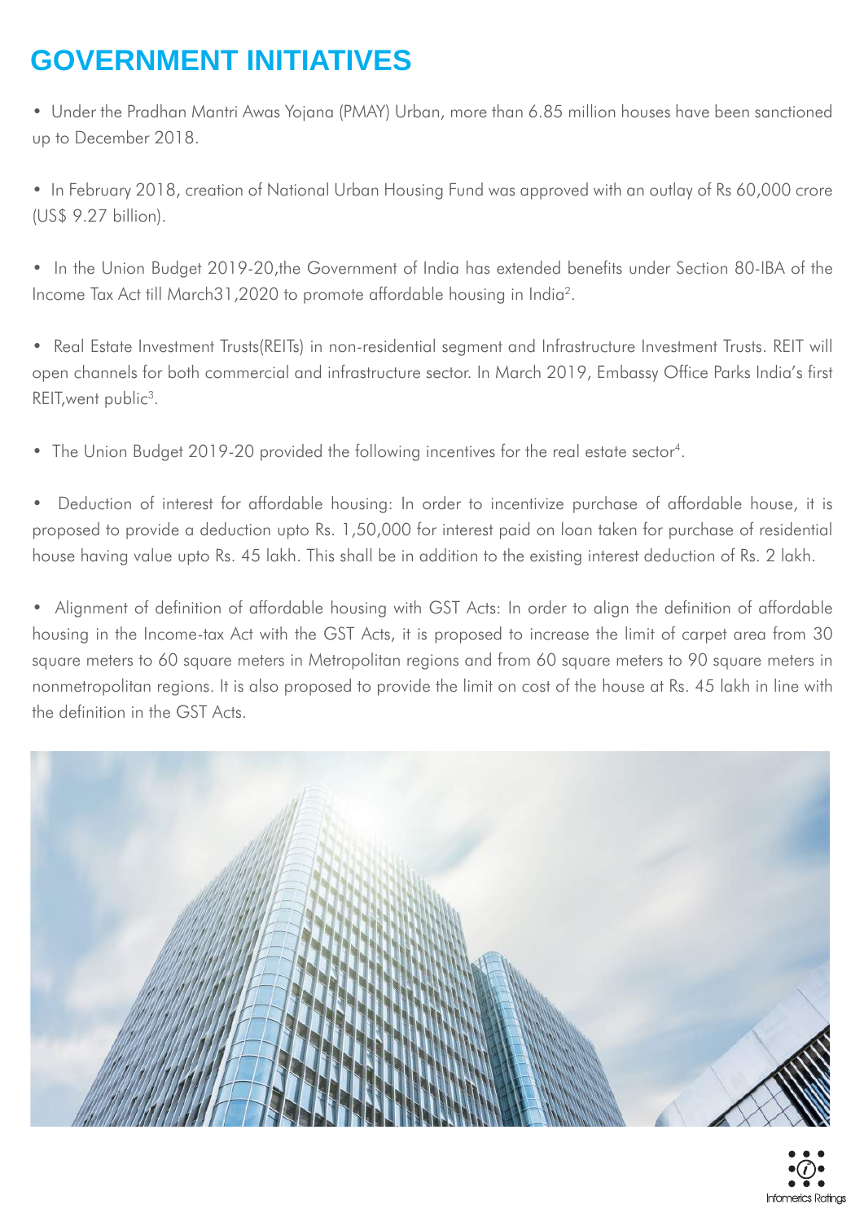# GOVERNMENT INITIATIVES

- Under the Pradhan Mantri Awas Yojana (PMAY) Urban, more than 6.85 million houses have been sanctioned up to December 2018.

- In February 2018, creation of National Urban Housing Fund was approved with an outlay of Rs 60,000 crore (US$ 9.27 billion).

- In the Union Budget 2019-20,the Government of India has extended benefits under Section 80-IBA of the Income Tax Act till March31,2020 to promote affordable housing in India[2].

- Real Estate Investment Trusts(REITs) in non-residential segment and Infrastructure Investment Trusts. REIT will open channels for both commercial and infrastructure sector. In March 2019, Embassy Office Parks India's first REIT,went public[3].

- The Union Budget 2019-20 provided the following incentives for the real estate sector[4].

- Deduction of interest for affordable housing: In order to incentivize purchase of affordable house, it is proposed to provide a deduction upto Rs. 1,50,000 for interest paid on loan taken for purchase of residential house having value upto Rs. 45 lakh. This shall be in addition to the existing interest deduction of Rs. 2 lakh.

- Alignment of definition of affordable housing with GST Acts: In order to align the definition of affordable housing in the Income-tax Act with the GST Acts, it is proposed to increase the limit of carpet area from 30 square meters to 60 square meters in Metropolitan regions and from 60 square meters to 90 square meters in nonmetropolitan regions. It is also proposed to provide the limit on cost of the house at Rs. 45 lakh in line with the definition in the GST Acts.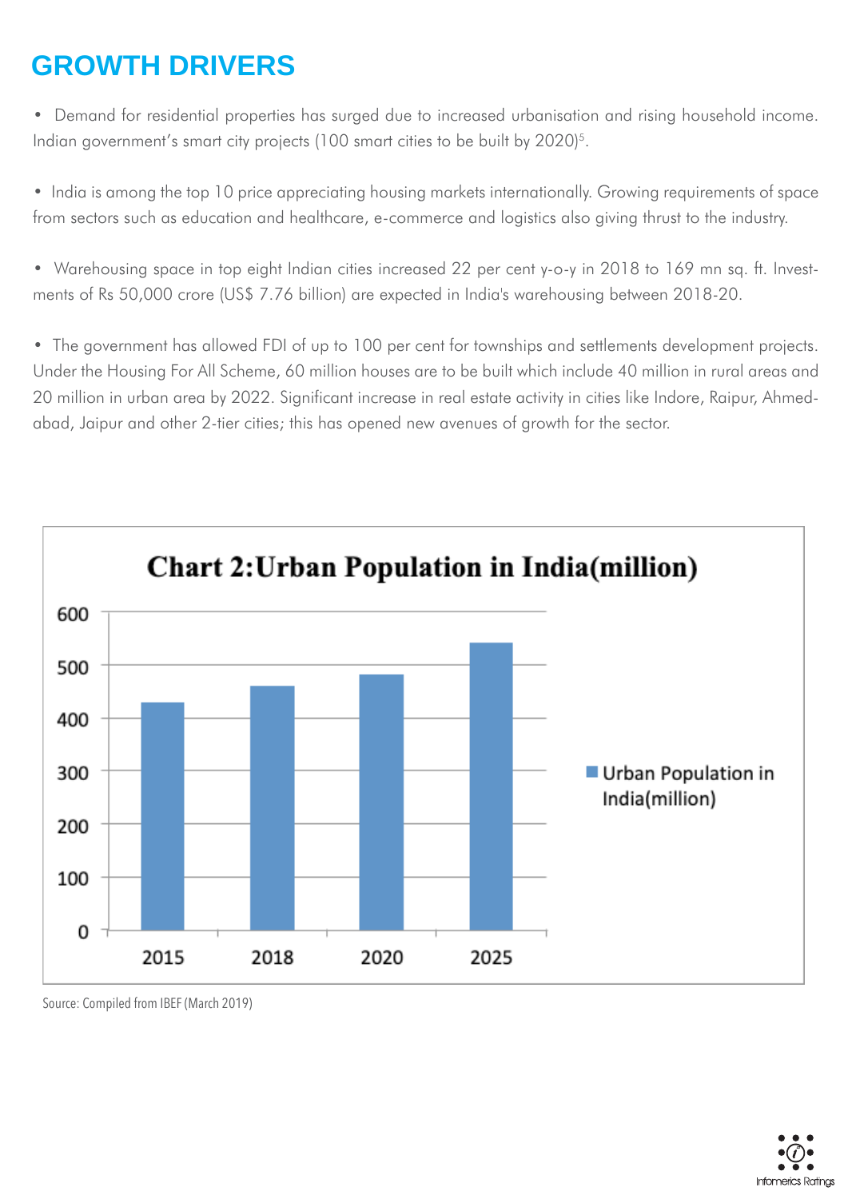# GROWTH DRIVERS

- Demand for residential properties has surged due to increased urbanisation and rising household income. Indian government's smart city projects (100 smart cities to be built by 2020)[5].

- India is among the top 10 price appreciating housing markets internationally. Growing requirements of space from sectors such as education and healthcare, e-commerce and logistics also giving thrust to the industry.

- Warehousing space in top eight Indian cities increased 22 per cent y-o-y in 2018 to 169 mn sq. ft. Investments of Rs 50,000 crore (US$ 7.76 billion) are expected in India's warehousing between 2018-20.

- The government has allowed FDI of up to 100 per cent for townships and settlements development projects. Under the Housing For All Scheme, 60 million houses are to be built which include 40 million in rural areas and 20 million in urban area by 2022. Significant increase in real estate activity in cities like Indore, Raipur, Ahmedabad, Jaipur and other 2-tier cities; this has opened new avenues of growth for the sector.

**Chart 2:Urban Population in India(million)**

| Year | Urban Population in India(million) |
|---|---|
| 2015 | ~430 |
| 2018 | ~460 |
| 2020 | ~482 |
| 2025 | ~543 |

Source: Compiled from IBEF (March 2019)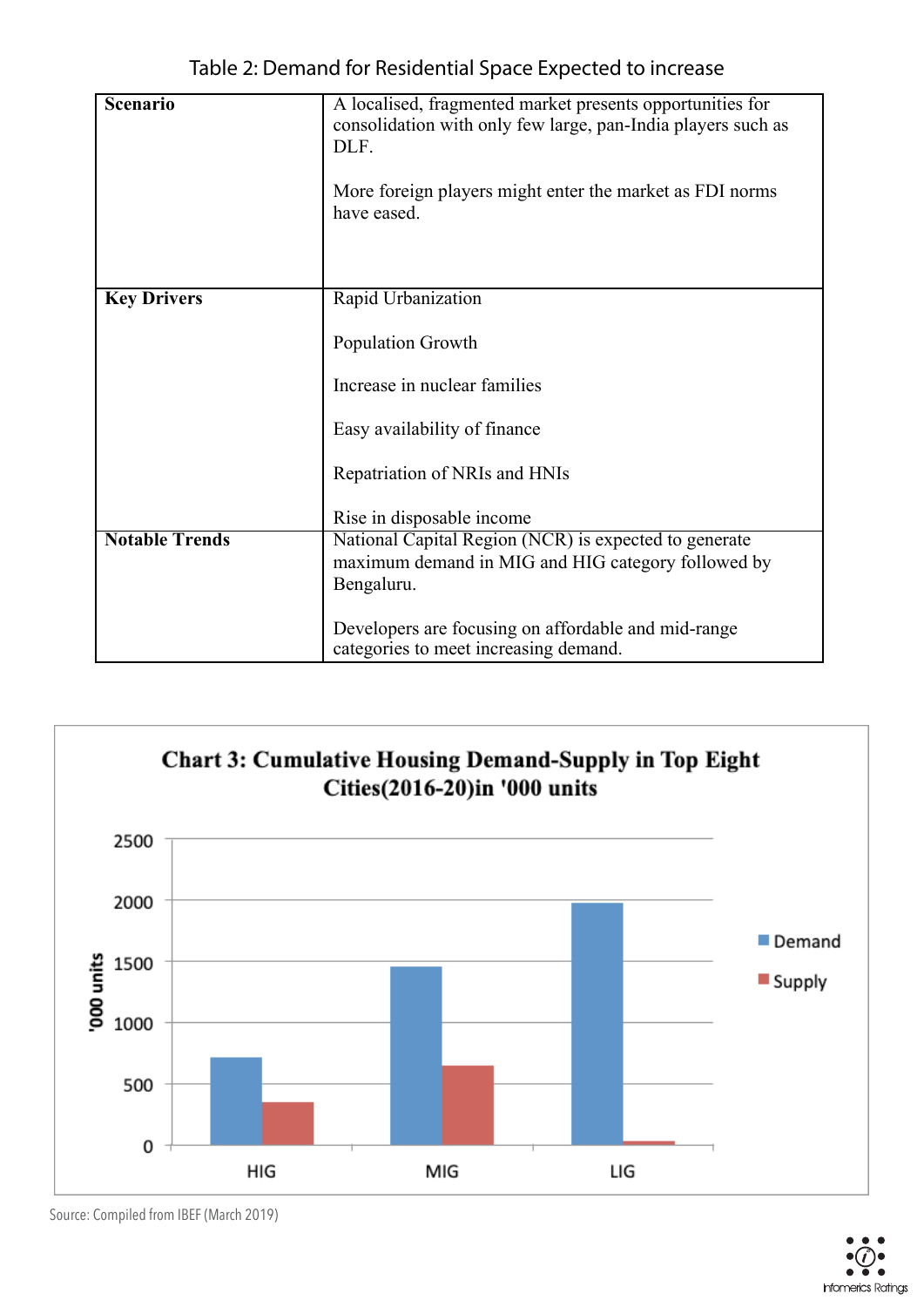Table 2: Demand for Residential Space Expected to increase

| | |
|---|---|
| **Scenario** | A localised, fragmented market presents opportunities for consolidation with only few large, pan-India players such as DLF.<br><br>More foreign players might enter the market as FDI norms have eased. |
| **Key Drivers** | Rapid Urbanization<br><br>Population Growth<br><br>Increase in nuclear families<br><br>Easy availability of finance<br><br>Repatriation of NRIs and HNIs<br><br>Rise in disposable income |
| **Notable Trends** | National Capital Region (NCR) is expected to generate maximum demand in MIG and HIG category followed by Bengaluru.<br><br>Developers are focusing on affordable and mid-range categories to meet increasing demand. |

**Chart 3: Cumulative Housing Demand-Supply in Top Eight Cities(2016-20)in '000 units**

Source: Compiled from IBEF (March 2019)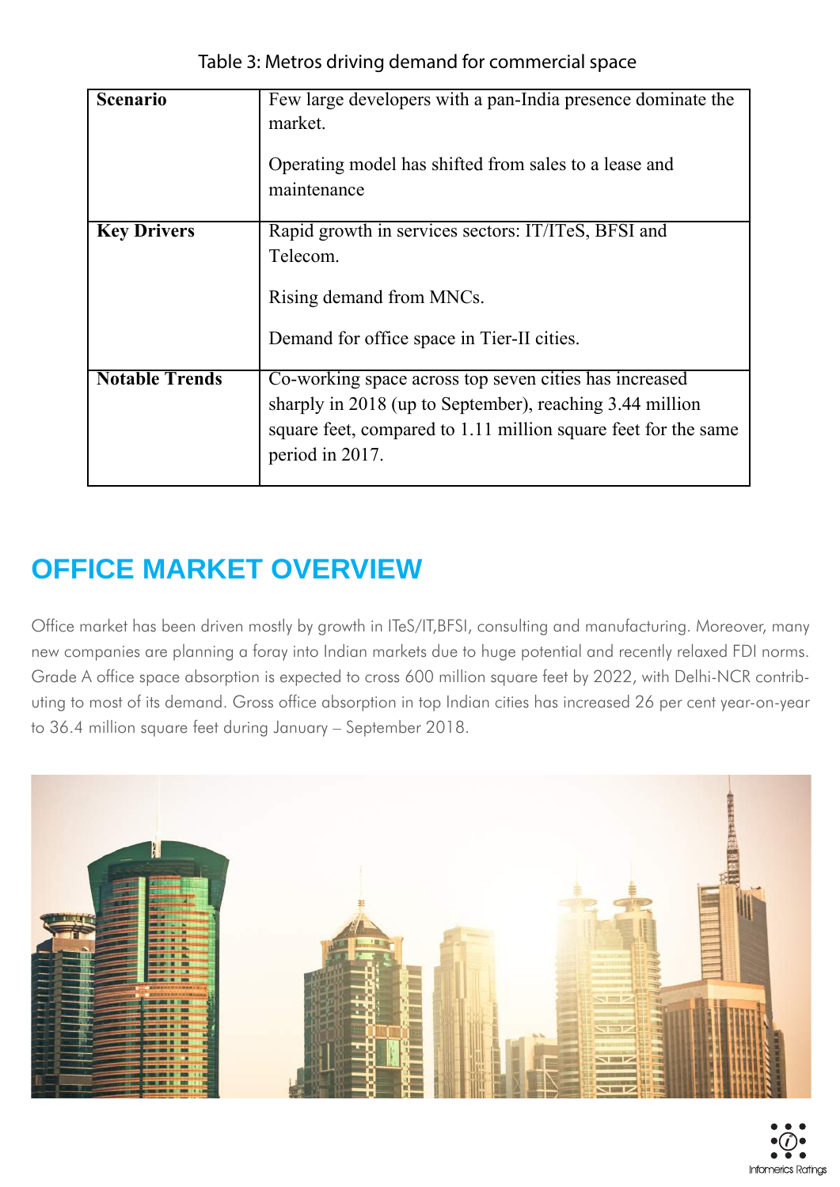Table 3: Metros driving demand for commercial space

| | |
|---|---|
| **Scenario** | Few large developers with a pan-India presence dominate the market.<br><br>Operating model has shifted from sales to a lease and maintenance |
| **Key Drivers** | Rapid growth in services sectors: IT/ITeS, BFSI and Telecom.<br><br>Rising demand from MNCs.<br><br>Demand for office space in Tier-II cities. |
| **Notable Trends** | Co-working space across top seven cities has increased sharply in 2018 (up to September), reaching 3.44 million square feet, compared to 1.11 million square feet for the same period in 2017. |

# OFFICE MARKET OVERVIEW

Office market has been driven mostly by growth in ITeS/IT,BFSI, consulting and manufacturing. Moreover, many new companies are planning a foray into Indian markets due to huge potential and recently relaxed FDI norms. Grade A office space absorption is expected to cross 600 million square feet by 2022, with Delhi-NCR contributing to most of its demand. Gross office absorption in top Indian cities has increased 26 per cent year-on-year to 36.4 million square feet during January – September 2018.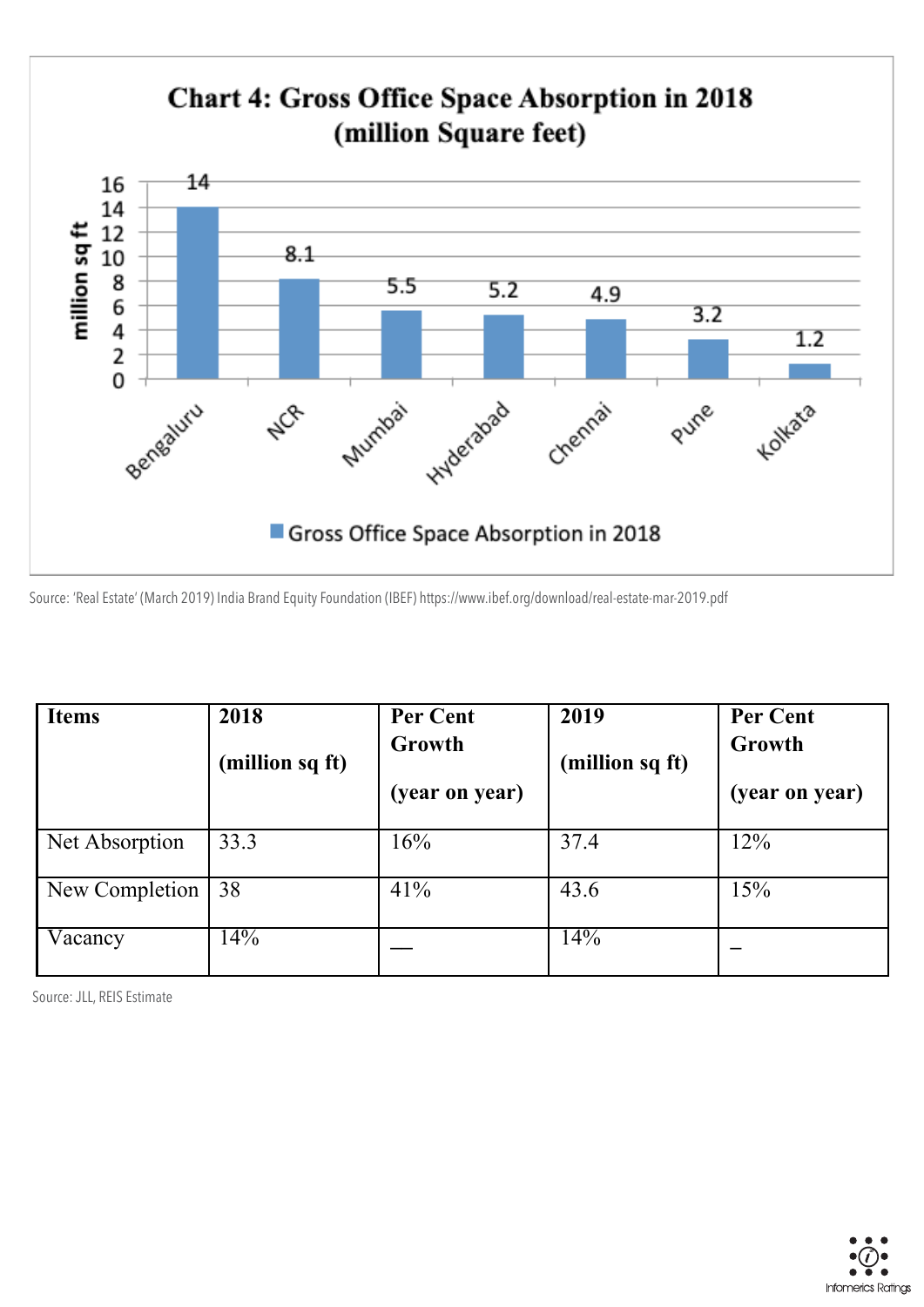**Chart 4: Gross Office Space Absorption in 2018 (million Square feet)**

| City | Gross Office Space Absorption in 2018 (million sq ft) |
|---|---|
| Bengaluru | 14 |
| NCR | 8.1 |
| Mumbai | 5.5 |
| Hyderabad | 5.2 |
| Chennai | 4.9 |
| Pune | 3.2 |
| Kolkata | 1.2 |

Source: 'Real Estate' (March 2019) India Brand Equity Foundation (IBEF) https://www.ibef.org/download/real-estate-mar-2019.pdf

| Items | 2018 (million sq ft) | Per Cent Growth (year on year) | 2019 (million sq ft) | Per Cent Growth (year on year) |
|---|---|---|---|---|
| Net Absorption | 33.3 | 16% | 37.4 | 12% |
| New Completion | 38 | 41% | 43.6 | 15% |
| Vacancy | 14% | — | 14% | – |

Source: JLL, REIS Estimate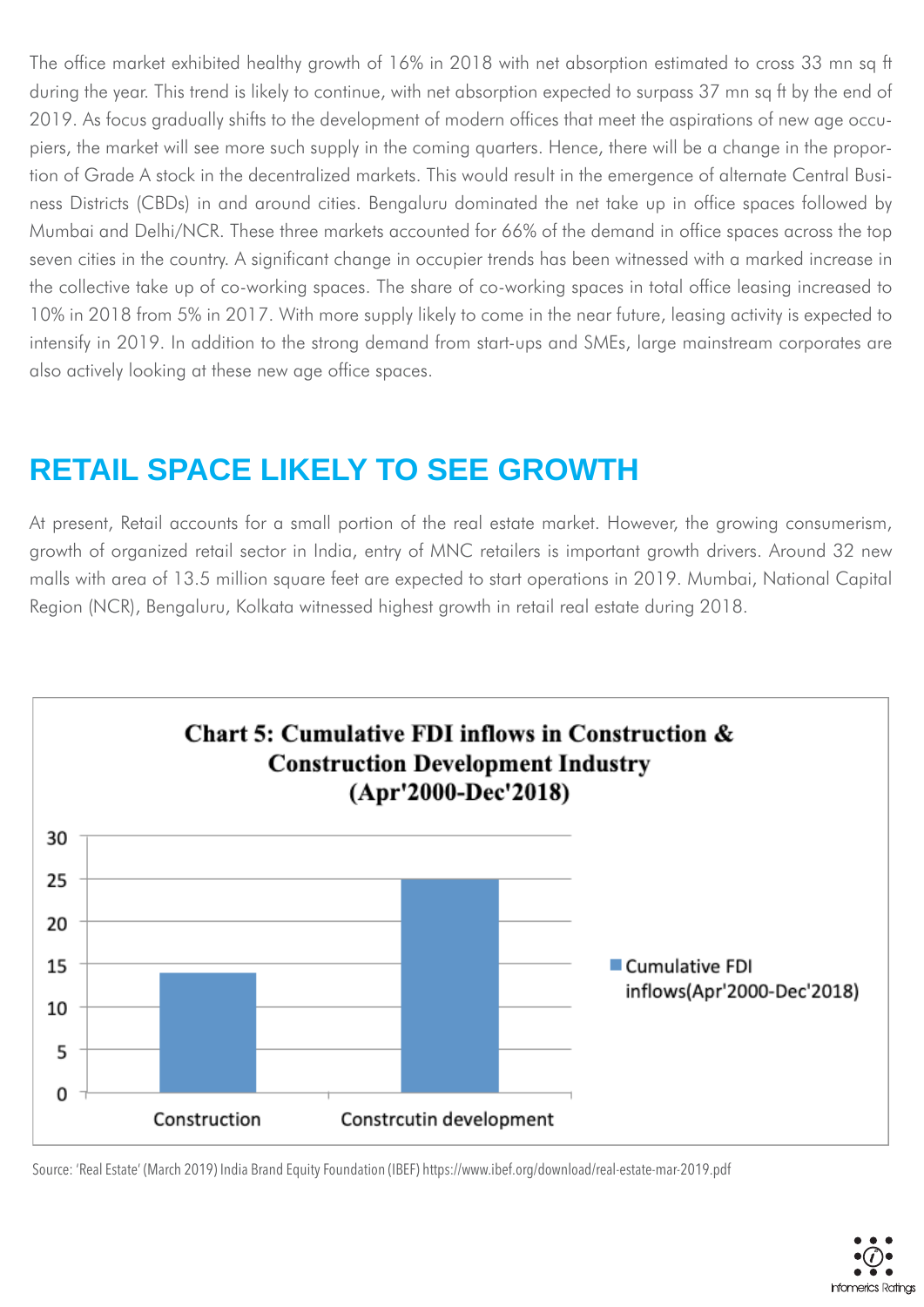The office market exhibited healthy growth of 16% in 2018 with net absorption estimated to cross 33 mn sq ft during the year. This trend is likely to continue, with net absorption expected to surpass 37 mn sq ft by the end of 2019. As focus gradually shifts to the development of modern offices that meet the aspirations of new age occupiers, the market will see more such supply in the coming quarters. Hence, there will be a change in the proportion of Grade A stock in the decentralized markets. This would result in the emergence of alternate Central Business Districts (CBDs) in and around cities. Bengaluru dominated the net take up in office spaces followed by Mumbai and Delhi/NCR. These three markets accounted for 66% of the demand in office spaces across the top seven cities in the country. A significant change in occupier trends has been witnessed with a marked increase in the collective take up of co-working spaces. The share of co-working spaces in total office leasing increased to 10% in 2018 from 5% in 2017. With more supply likely to come in the near future, leasing activity is expected to intensify in 2019. In addition to the strong demand from start-ups and SMEs, large mainstream corporates are also actively looking at these new age office spaces.

## RETAIL SPACE LIKELY TO SEE GROWTH

At present, Retail accounts for a small portion of the real estate market. However, the growing consumerism, growth of organized retail sector in India, entry of MNC retailers is important growth drivers. Around 32 new malls with area of 13.5 million square feet are expected to start operations in 2019. Mumbai, National Capital Region (NCR), Bengaluru, Kolkata witnessed highest growth in retail real estate during 2018.

**Chart 5: Cumulative FDI inflows in Construction & Construction Development Industry (Apr'2000-Dec'2018)**

| | Cumulative FDI inflows(Apr'2000-Dec'2018) |
|---|---|
| Construction | 14 |
| Constrcutin development | 25 |

Source: 'Real Estate' (March 2019) India Brand Equity Foundation (IBEF) https://www.ibef.org/download/real-estate-mar-2019.pdf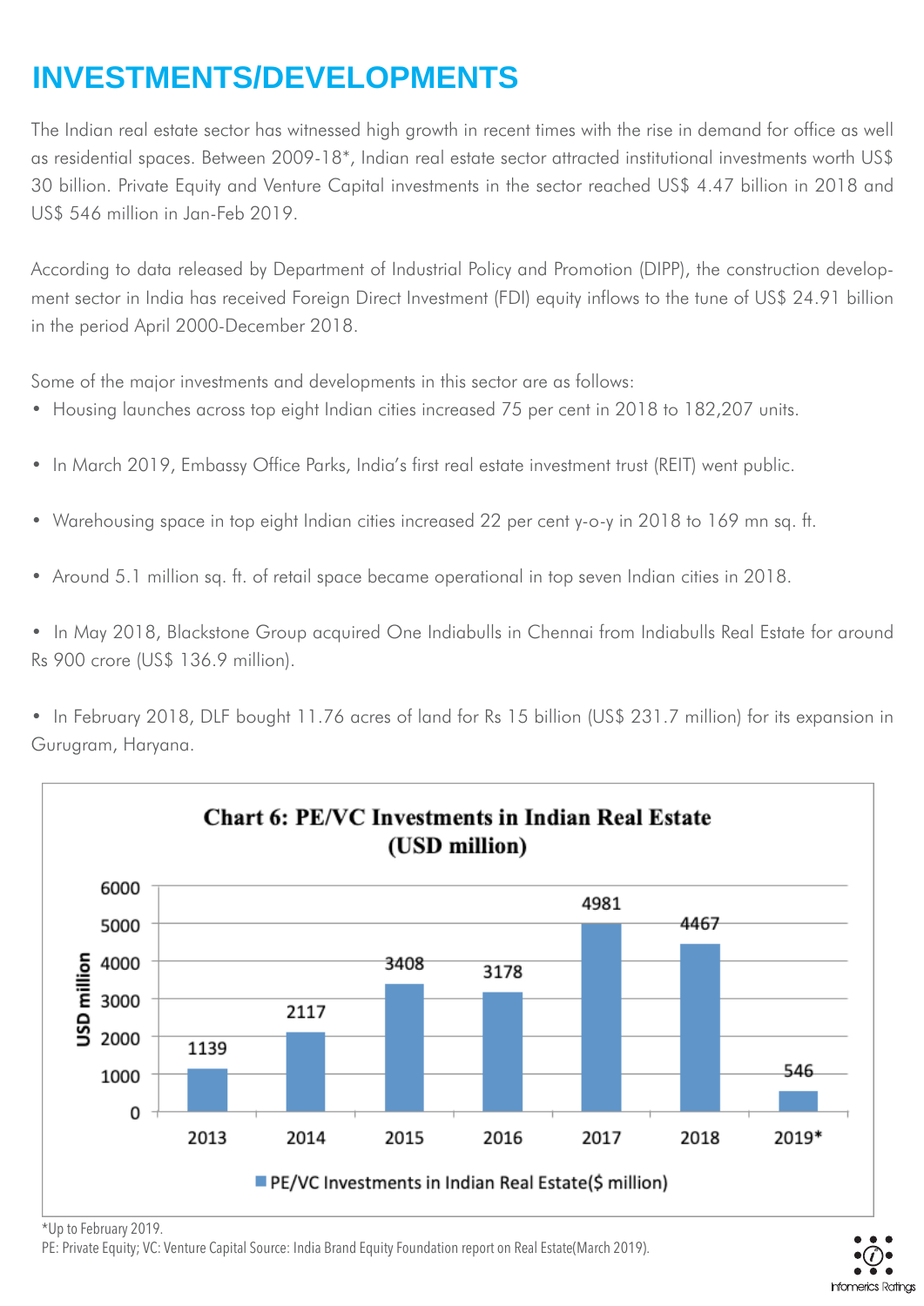# INVESTMENTS/DEVELOPMENTS

The Indian real estate sector has witnessed high growth in recent times with the rise in demand for office as well as residential spaces. Between 2009-18*, Indian real estate sector attracted institutional investments worth US$ 30 billion. Private Equity and Venture Capital investments in the sector reached US$ 4.47 billion in 2018 and US$ 546 million in Jan-Feb 2019.

According to data released by Department of Industrial Policy and Promotion (DIPP), the construction development sector in India has received Foreign Direct Investment (FDI) equity inflows to the tune of US$ 24.91 billion in the period April 2000-December 2018.

Some of the major investments and developments in this sector are as follows:

- Housing launches across top eight Indian cities increased 75 per cent in 2018 to 182,207 units.
- In March 2019, Embassy Office Parks, India's first real estate investment trust (REIT) went public.
- Warehousing space in top eight Indian cities increased 22 per cent y-o-y in 2018 to 169 mn sq. ft.
- Around 5.1 million sq. ft. of retail space became operational in top seven Indian cities in 2018.
- In May 2018, Blackstone Group acquired One Indiabulls in Chennai from Indiabulls Real Estate for around Rs 900 crore (US$ 136.9 million).
- In February 2018, DLF bought 11.76 acres of land for Rs 15 billion (US$ 231.7 million) for its expansion in Gurugram, Haryana.

**Chart 6: PE/VC Investments in Indian Real Estate (USD million)**

| Year | PE/VC Investments in Indian Real Estate($ million) |
|---|---|
| 2013 | 1139 |
| 2014 | 2117 |
| 2015 | 3408 |
| 2016 | 3178 |
| 2017 | 4981 |
| 2018 | 4467 |
| 2019* | 546 |

*Up to February 2019.

PE: Private Equity; VC: Venture Capital Source: India Brand Equity Foundation report on Real Estate(March 2019).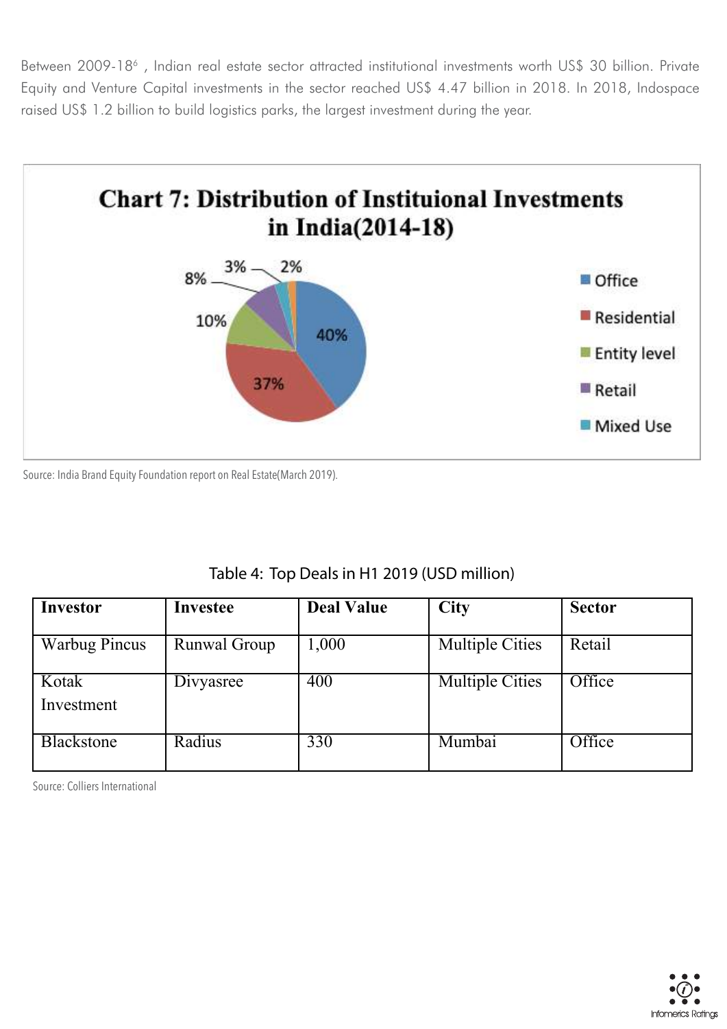Between 2009-18[6] , Indian real estate sector attracted institutional investments worth US$ 30 billion. Private Equity and Venture Capital investments in the sector reached US$ 4.47 billion in 2018. In 2018, Indospace raised US$ 1.2 billion to build logistics parks, the largest investment during the year.

**Chart 7: Distribution of Instituional Investments in India(2014-18)**

| Sector | Share |
|---|---|
| Office | 40% |
| Residential | 37% |
| Entity level | 10% |
| Retail | 8% |
| Mixed Use | 3% |
| (unlabelled) | 2% |

Source: India Brand Equity Foundation report on Real Estate(March 2019).

Table 4: Top Deals in H1 2019 (USD million)

| Investor | Investee | Deal Value | City | Sector |
|---|---|---|---|---|
| Warbug Pincus | Runwal Group | 1,000 | Multiple Cities | Retail |
| Kotak Investment | Divyasree | 400 | Multiple Cities | Office |
| Blackstone | Radius | 330 | Mumbai | Office |

Source: Colliers International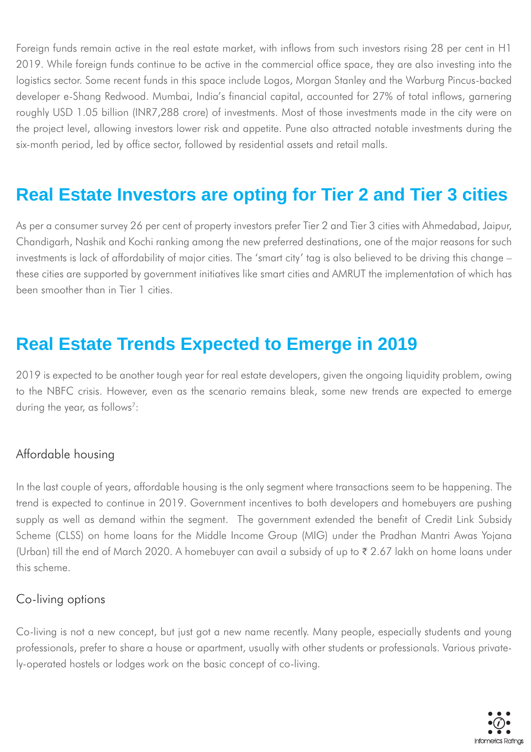Foreign funds remain active in the real estate market, with inflows from such investors rising 28 per cent in H1 2019. While foreign funds continue to be active in the commercial office space, they are also investing into the logistics sector. Some recent funds in this space include Logos, Morgan Stanley and the Warburg Pincus-backed developer e-Shang Redwood. Mumbai, India's financial capital, accounted for 27% of total inflows, garnering roughly USD 1.05 billion (INR7,288 crore) of investments. Most of those investments made in the city were on the project level, allowing investors lower risk and appetite. Pune also attracted notable investments during the six-month period, led by office sector, followed by residential assets and retail malls.

## Real Estate Investors are opting for Tier 2 and Tier 3 cities

As per a consumer survey 26 per cent of property investors prefer Tier 2 and Tier 3 cities with Ahmedabad, Jaipur, Chandigarh, Nashik and Kochi ranking among the new preferred destinations, one of the major reasons for such investments is lack of affordability of major cities. The 'smart city' tag is also believed to be driving this change – these cities are supported by government initiatives like smart cities and AMRUT the implementation of which has been smoother than in Tier 1 cities.

## Real Estate Trends Expected to Emerge in 2019

2019 is expected to be another tough year for real estate developers, given the ongoing liquidity problem, owing to the NBFC crisis. However, even as the scenario remains bleak, some new trends are expected to emerge during the year, as follows[7]:

### Affordable housing

In the last couple of years, affordable housing is the only segment where transactions seem to be happening. The trend is expected to continue in 2019. Government incentives to both developers and homebuyers are pushing supply as well as demand within the segment. The government extended the benefit of Credit Link Subsidy Scheme (CLSS) on home loans for the Middle Income Group (MIG) under the Pradhan Mantri Awas Yojana (Urban) till the end of March 2020. A homebuyer can avail a subsidy of up to ₹ 2.67 lakh on home loans under this scheme.

### Co-living options

Co-living is not a new concept, but just got a new name recently. Many people, especially students and young professionals, prefer to share a house or apartment, usually with other students or professionals. Various privately-operated hostels or lodges work on the basic concept of co-living.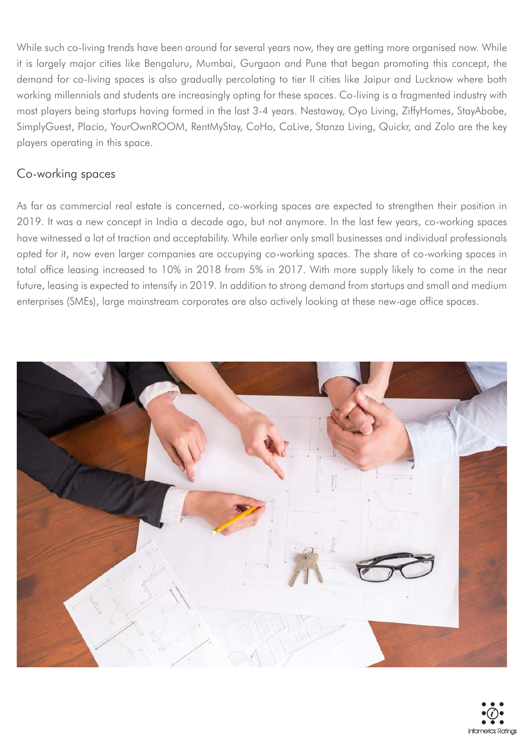While such co-living trends have been around for several years now, they are getting more organised now. While it is largely major cities like Bengaluru, Mumbai, Gurgaon and Pune that began promoting this concept, the demand for co-living spaces is also gradually percolating to tier II cities like Jaipur and Lucknow where both working millennials and students are increasingly opting for these spaces. Co-living is a fragmented industry with most players being startups having formed in the last 3-4 years. Nestaway, Oyo Living, ZiffyHomes, StayAbobe, SimplyGuest, Placio, YourOwnROOM, RentMyStay, CoHo, CoLive, Stanza Living, Quickr, and Zolo are the key players operating in this space.

## Co-working spaces

As far as commercial real estate is concerned, co-working spaces are expected to strengthen their position in 2019. It was a new concept in India a decade ago, but not anymore. In the last few years, co-working spaces have witnessed a lot of traction and acceptability. While earlier only small businesses and individual professionals opted for it, now even larger companies are occupying co-working spaces. The share of co-working spaces in total office leasing increased to 10% in 2018 from 5% in 2017. With more supply likely to come in the near future, leasing is expected to intensify in 2019. In addition to strong demand from startups and small and medium enterprises (SMEs), large mainstream corporates are also actively looking at these new-age office spaces.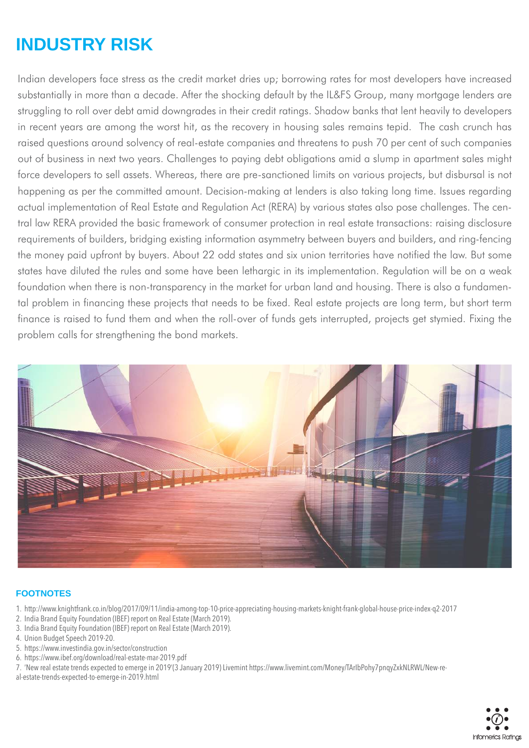# INDUSTRY RISK

Indian developers face stress as the credit market dries up; borrowing rates for most developers have increased substantially in more than a decade. After the shocking default by the IL&FS Group, many mortgage lenders are struggling to roll over debt amid downgrades in their credit ratings. Shadow banks that lent heavily to developers in recent years are among the worst hit, as the recovery in housing sales remains tepid. The cash crunch has raised questions around solvency of real-estate companies and threatens to push 70 per cent of such companies out of business in next two years. Challenges to paying debt obligations amid a slump in apartment sales might force developers to sell assets. Whereas, there are pre-sanctioned limits on various projects, but disbursal is not happening as per the committed amount. Decision-making at lenders is also taking long time. Issues regarding actual implementation of Real Estate and Regulation Act (RERA) by various states also pose challenges. The central law RERA provided the basic framework of consumer protection in real estate transactions: raising disclosure requirements of builders, bridging existing information asymmetry between buyers and builders, and ring-fencing the money paid upfront by buyers. About 22 odd states and six union territories have notified the law. But some states have diluted the rules and some have been lethargic in its implementation. Regulation will be on a weak foundation when there is non-transparency in the market for urban land and housing. There is also a fundamental problem in financing these projects that needs to be fixed. Real estate projects are long term, but short term finance is raised to fund them and when the roll-over of funds gets interrupted, projects get stymied. Fixing the problem calls for strengthening the bond markets.

## FOOTNOTES

1. http://www.knightfrank.co.in/blog/2017/09/11/india-among-top-10-price-appreciating-housing-markets-knight-frank-global-house-price-index-q2-2017
2. India Brand Equity Foundation (IBEF) report on Real Estate (March 2019).
3. India Brand Equity Foundation (IBEF) report on Real Estate (March 2019).
4. Union Budget Speech 2019-20.
5. https://www.investindia.gov.in/sector/construction
6. https://www.ibef.org/download/real-estate-mar-2019.pdf
7. 'New real estate trends expected to emerge in 2019'(3 January 2019) Livemint https://www.livemint.com/Money/TArIbPohy7pnqyZxkNLRWL/New-real-estate-trends-expected-to-emerge-in-2019.html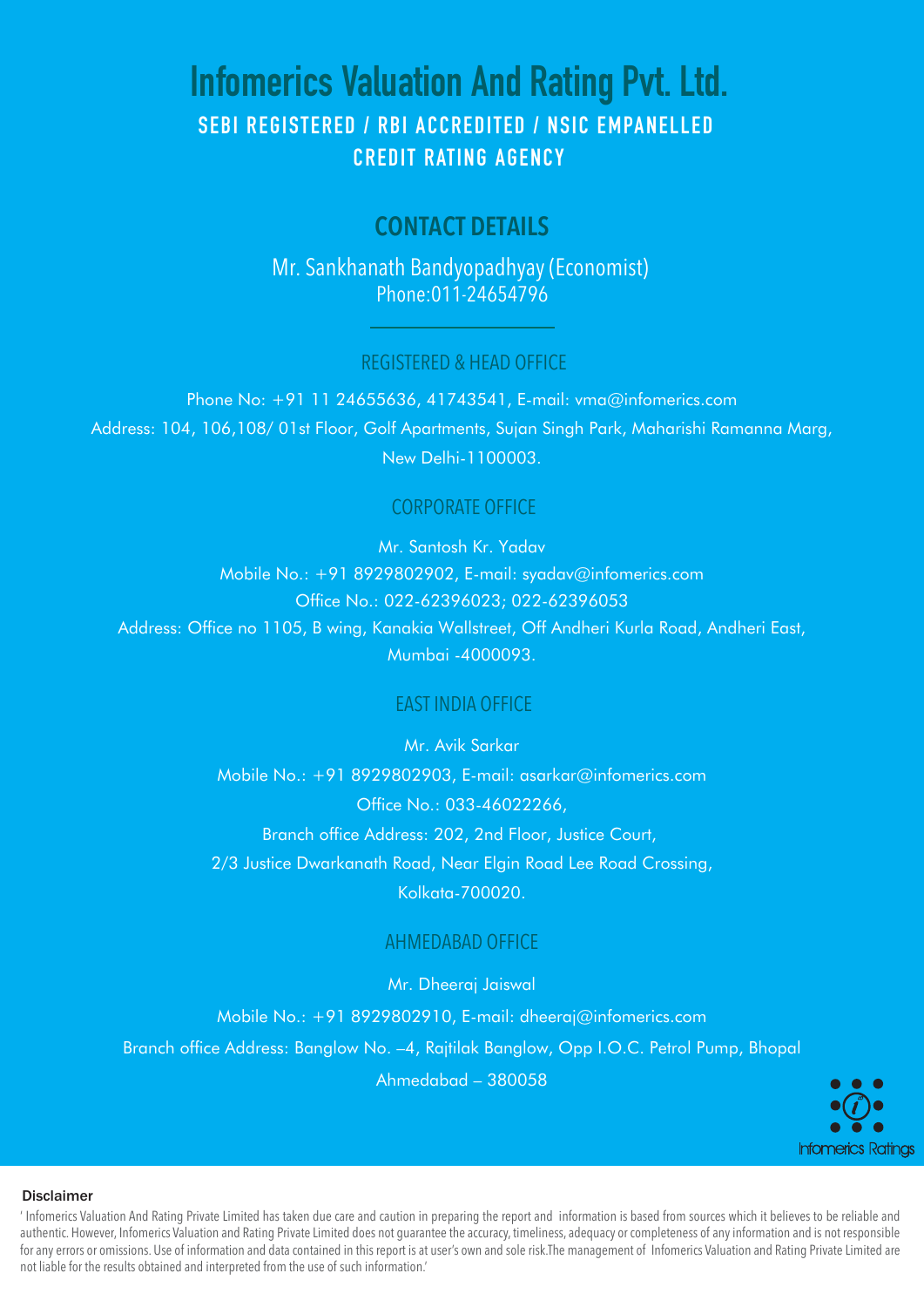# Infomerics Valuation And Rating Pvt. Ltd.

**SEBI REGISTERED / RBI ACCREDITED / NSIC EMPANELLED**
**CREDIT RATING AGENCY**

## CONTACT DETAILS

Mr. Sankhanath Bandyopadhyay (Economist)
Phone:011-24654796

### REGISTERED & HEAD OFFICE

Phone No: +91 11 24655636, 41743541, E-mail: vma@infomerics.com
Address: 104, 106,108/ 01st Floor, Golf Apartments, Sujan Singh Park, Maharishi Ramanna Marg, New Delhi-1100003.

### CORPORATE OFFICE

Mr. Santosh Kr. Yadav
Mobile No.: +91 8929802902, E-mail: syadav@infomerics.com
Office No.: 022-62396023; 022-62396053
Address: Office no 1105, B wing, Kanakia Wallstreet, Off Andheri Kurla Road, Andheri East, Mumbai -4000093.

### EAST INDIA OFFICE

Mr. Avik Sarkar
Mobile No.: +91 8929802903, E-mail: asarkar@infomerics.com
Office No.: 033-46022266,
Branch office Address: 202, 2nd Floor, Justice Court,
2/3 Justice Dwarkanath Road, Near Elgin Road Lee Road Crossing,
Kolkata-700020.

### AHMEDABAD OFFICE

Mr. Dheeraj Jaiswal
Mobile No.: +91 8929802910, E-mail: dheeraj@infomerics.com
Branch office Address: Banglow No. –4, Rajtilak Banglow, Opp I.O.C. Petrol Pump, Bhopal
Ahmedabad – 380058

Infomerics Ratings

**Disclaimer**

' Infomerics Valuation And Rating Private Limited has taken due care and caution in preparing the report and information is based from sources which it believes to be reliable and authentic. However, Infomerics Valuation and Rating Private Limited does not guarantee the accuracy, timeliness, adequacy or completeness of any information and is not responsible for any errors or omissions. Use of information and data contained in this report is at user's own and sole risk.The management of Infomerics Valuation and Rating Private Limited are not liable for the results obtained and interpreted from the use of such information.'